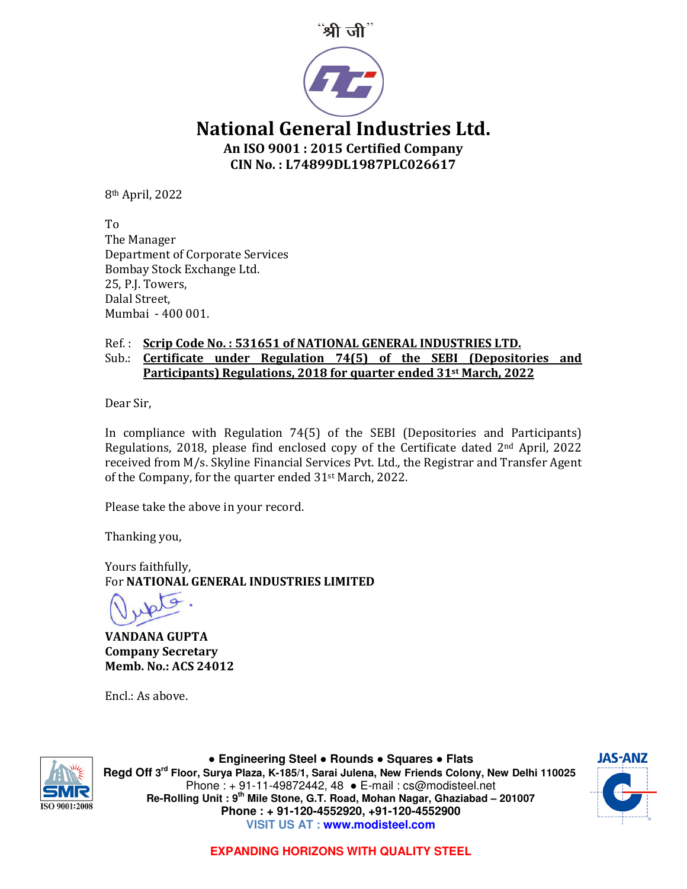"श्री जी"

# National General Industries Ltd.

**An ISO 9001 : 2015 Certified Company**
**CIN No. : L74899DL1987PLC026617**

8th April, 2022

To
The Manager
Department of Corporate Services
Bombay Stock Exchange Ltd.
25, P.J. Towers,
Dalal Street,
Mumbai - 400 001.

Ref. : **Scrip Code No. : 531651 of NATIONAL GENERAL INDUSTRIES LTD.**
Sub.: **Certificate under Regulation 74(5) of the SEBI (Depositories and Participants) Regulations, 2018 for quarter ended 31st March, 2022**

Dear Sir,

In compliance with Regulation 74(5) of the SEBI (Depositories and Participants) Regulations, 2018, please find enclosed copy of the Certificate dated 2nd April, 2022 received from M/s. Skyline Financial Services Pvt. Ltd., the Registrar and Transfer Agent of the Company, for the quarter ended 31st March, 2022.

Please take the above in your record.

Thanking you,

Yours faithfully,
For **NATIONAL GENERAL INDUSTRIES LIMITED**

**VANDANA GUPTA**
**Company Secretary**
**Memb. No.: ACS 24012**

Encl.: As above.

**● Engineering Steel ● Rounds ● Squares ● Flats**
**Regd Off 3rd Floor, Surya Plaza, K-185/1, Sarai Julena, New Friends Colony, New Delhi 110025**
Phone : + 91-11-49872442, 48 ● E-mail : cs@modisteel.net
**Re-Rolling Unit : 9th Mile Stone, G.T. Road, Mohan Nagar, Ghaziabad – 201007**
**Phone : + 91-120-4552920, +91-120-4552900**
**VISIT US AT : www.modisteel.com**

**EXPANDING HORIZONS WITH QUALITY STEEL**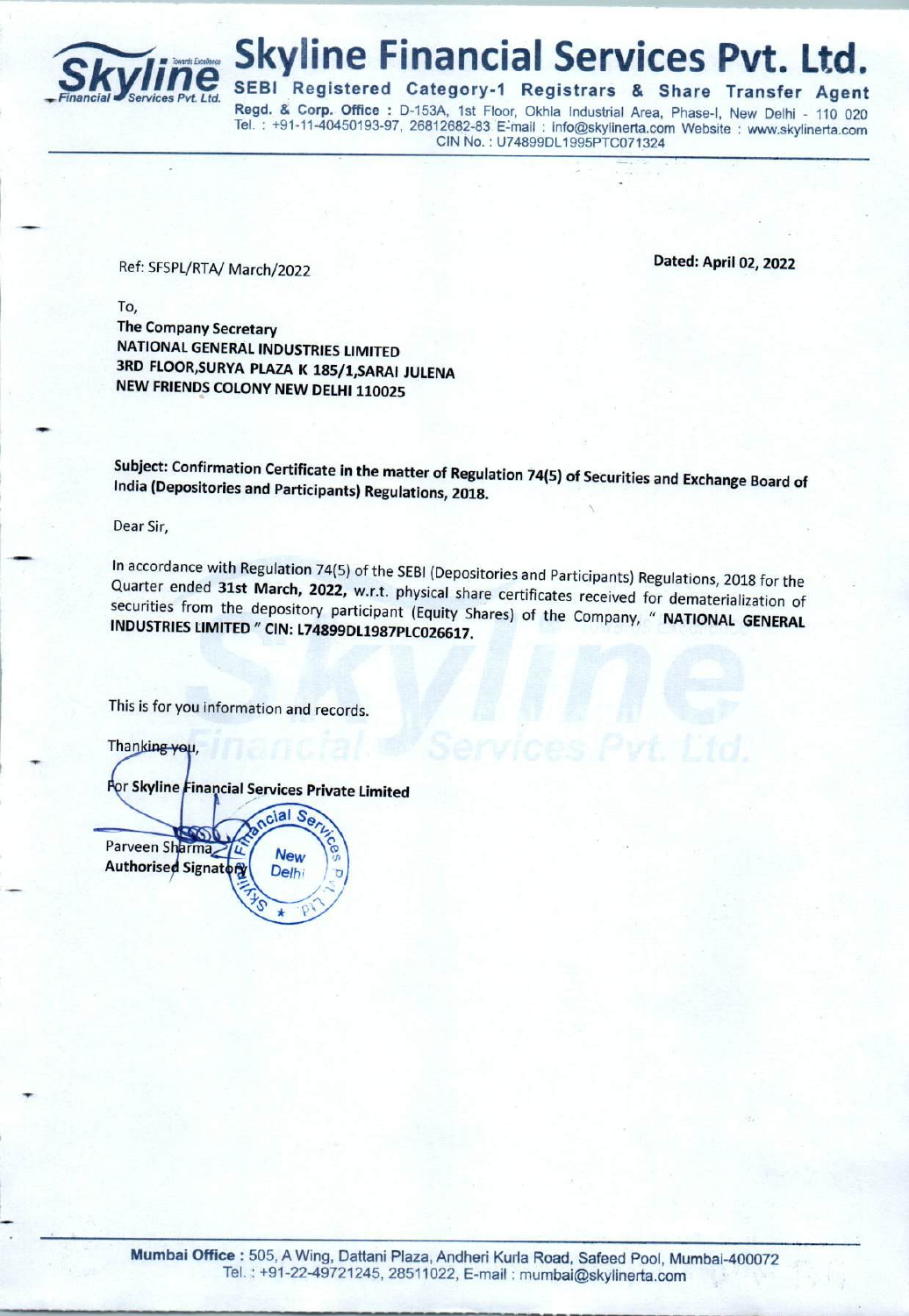# Skyline Financial Services Pvt. Ltd.

**SEBI Registered Category-1 Registrars & Share Transfer Agent**

**Regd. & Corp. Office :** D-153A, 1st Floor, Okhla Industrial Area, Phase-I, New Delhi - 110 020
Tel. : +91-11-40450193-97, 26812682-83 E-mail : info@skylinerta.com Website : www.skylinerta.com
CIN No. : U74899DL1995PTC071324

Ref: SFSPL/RTA/ March/2022

**Dated: April 02, 2022**

To,
**The Company Secretary**
**NATIONAL GENERAL INDUSTRIES LIMITED**
**3RD FLOOR,SURYA PLAZA K 185/1,SARAI JULENA**
**NEW FRIENDS COLONY NEW DELHI 110025**

**Subject: Confirmation Certificate in the matter of Regulation 74(5) of Securities and Exchange Board of India (Depositories and Participants) Regulations, 2018.**

Dear Sir,

In accordance with Regulation 74(5) of the SEBI (Depositories and Participants) Regulations, 2018 for the Quarter ended **31st March, 2022,** w.r.t. physical share certificates received for dematerialization of securities from the depository participant (Equity Shares) of the Company, " **NATIONAL GENERAL INDUSTRIES LIMITED** " **CIN: L74899DL1987PLC026617.**

This is for you information and records.

Thanking you,

For **Skyline Financial Services Private Limited**

Parveen Sharma
**Authorised Signatory**

**Mumbai Office :** 505, A Wing, Dattani Plaza, Andheri Kurla Road, Safeed Pool, Mumbai-400072
Tel. : +91-22-49721245, 28511022, E-mail : mumbai@skylinerta.com